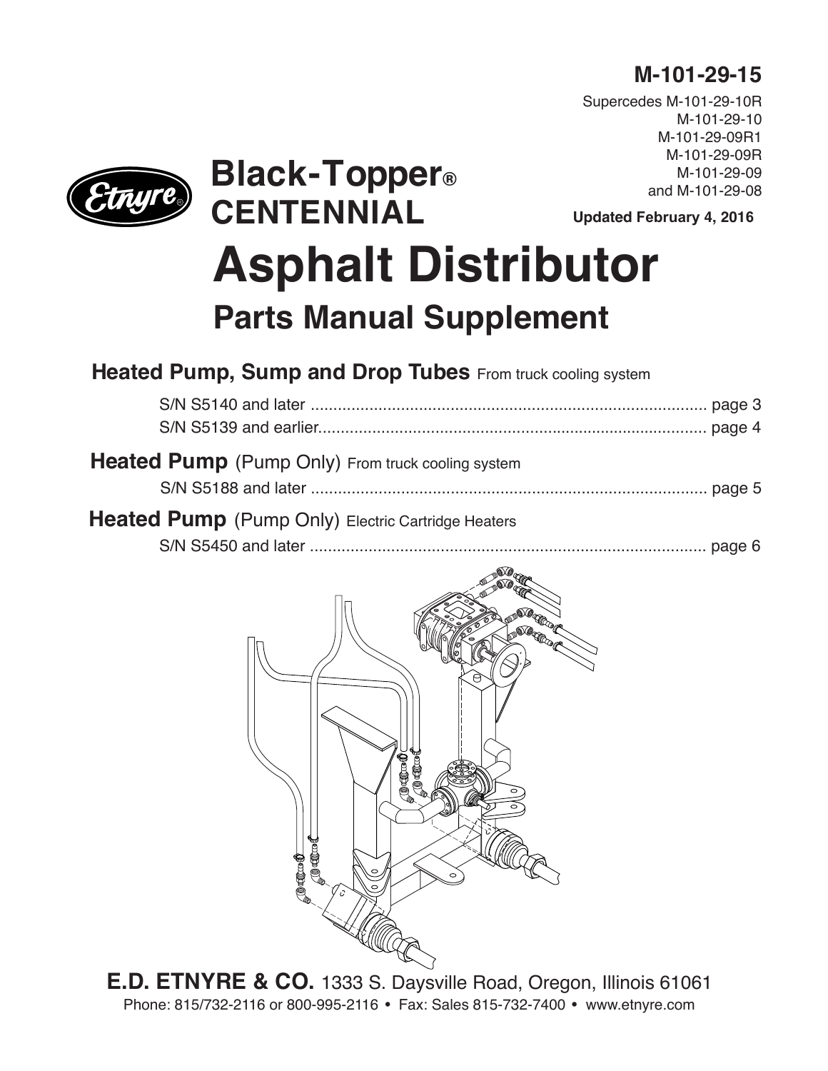**M-101-29-15**

Supercedes M-101-29-10R
M-101-29-10
M-101-29-09R1
M-101-29-09R
M-101-29-09
and M-101-29-08

**Updated February 4, 2016**

# Black-Topper® CENTENNIAL

# Asphalt Distributor

## Parts Manual Supplement

**Heated Pump, Sump and Drop Tubes** From truck cooling system

S/N S5140 and later ........................................................................................ page 3
S/N S5139 and earlier...................................................................................... page 4

**Heated Pump** (Pump Only) From truck cooling system

S/N S5188 and later ........................................................................................ page 5

**Heated Pump** (Pump Only) Electric Cartridge Heaters

S/N S5450 and later ........................................................................................ page 6

**E.D. ETNYRE & CO.** 1333 S. Daysville Road, Oregon, Illinois 61061
Phone: 815/732-2116 or 800-995-2116 • Fax: Sales 815-732-7400 • www.etnyre.com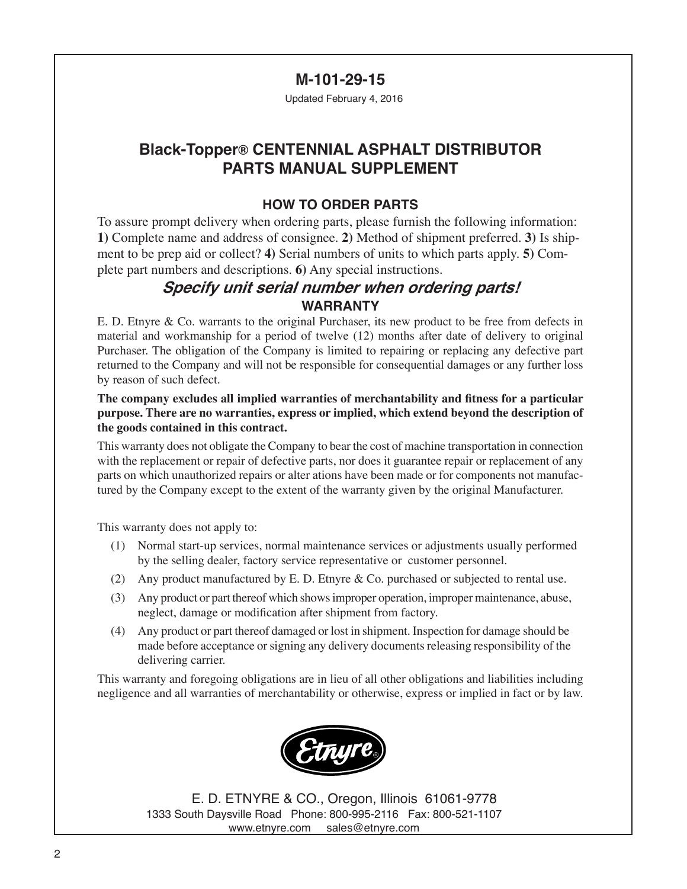# M-101-29-15

Updated February 4, 2016

## Black-Topper® CENTENNIAL ASPHALT DISTRIBUTOR PARTS MANUAL SUPPLEMENT

### HOW TO ORDER PARTS

To assure prompt delivery when ordering parts, please furnish the following information: **1)** Complete name and address of consignee. **2)** Method of shipment preferred. **3)** Is shipment to be prep aid or collect? **4)** Serial numbers of units to which parts apply. **5)** Complete part numbers and descriptions. **6)** Any special instructions.

***Specify unit serial number when ordering parts!***

### WARRANTY

E. D. Etnyre & Co. warrants to the original Purchaser, its new product to be free from defects in material and workmanship for a period of twelve (12) months after date of delivery to original Purchaser. The obligation of the Company is limited to repairing or replacing any defective part returned to the Company and will not be responsible for consequential damages or any further loss by reason of such defect.

**The company excludes all implied warranties of merchantability and fitness for a particular purpose. There are no warranties, express or implied, which extend beyond the description of the goods contained in this contract.**

This warranty does not obligate the Company to bear the cost of machine transportation in connection with the replacement or repair of defective parts, nor does it guarantee repair or replacement of any parts on which unauthorized repairs or alter ations have been made or for components not manufactured by the Company except to the extent of the warranty given by the original Manufacturer.

This warranty does not apply to:

(1) Normal start-up services, normal maintenance services or adjustments usually performed by the selling dealer, factory service representative or customer personnel.

(2) Any product manufactured by E. D. Etnyre & Co. purchased or subjected to rental use.

(3) Any product or part thereof which shows improper operation, improper maintenance, abuse, neglect, damage or modification after shipment from factory.

(4) Any product or part thereof damaged or lost in shipment. Inspection for damage should be made before acceptance or signing any delivery documents releasing responsibility of the delivering carrier.

This warranty and foregoing obligations are in lieu of all other obligations and liabilities including negligence and all warranties of merchantability or otherwise, express or implied in fact or by law.

Etnyre®

E. D. ETNYRE & CO., Oregon, Illinois 61061-9778
1333 South Daysville Road Phone: 800-995-2116 Fax: 800-521-1107
www.etnyre.com sales@etnyre.com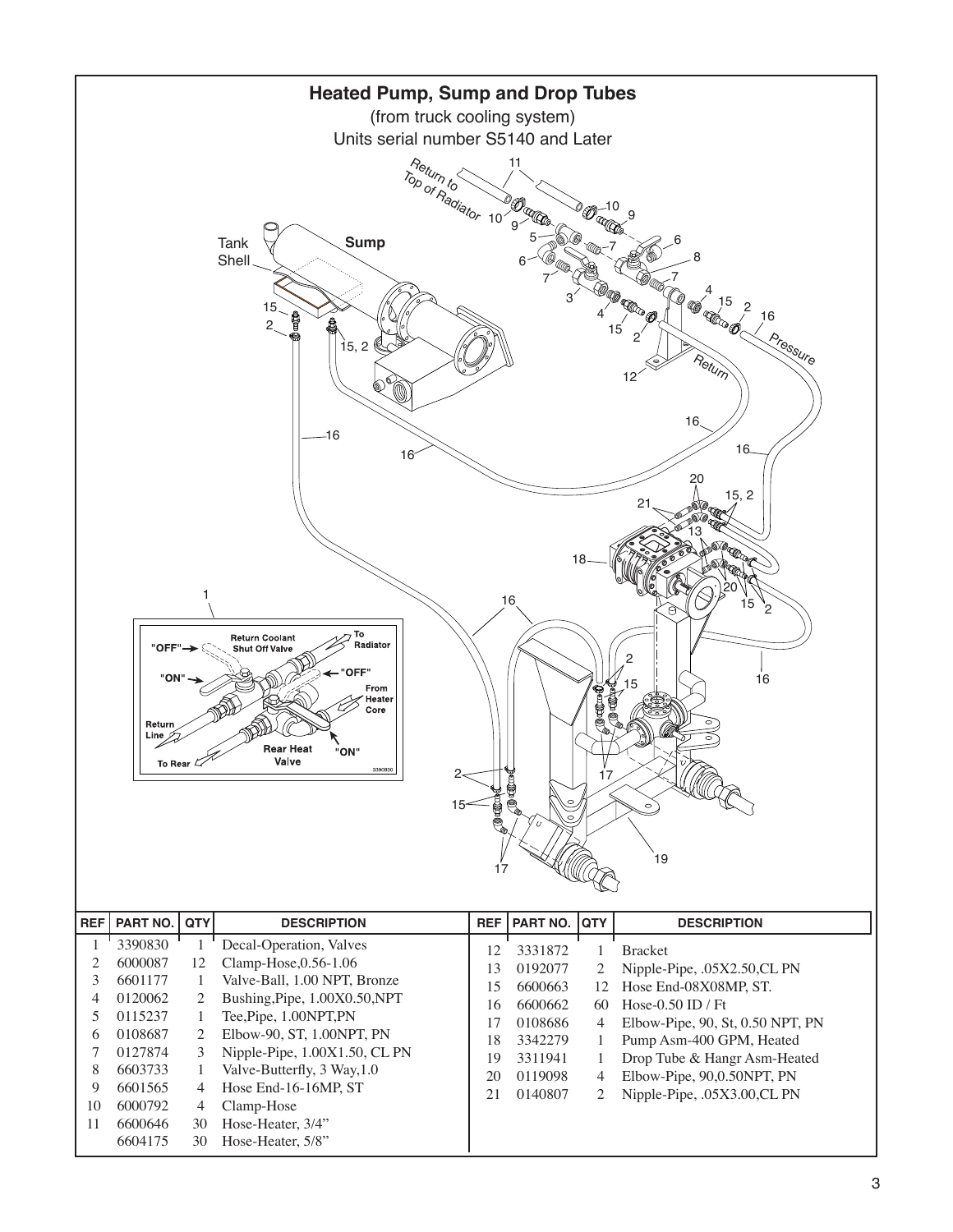# Heated Pump, Sump and Drop Tubes

(from truck cooling system)

Units serial number S5140 and Later

| REF | PART NO. | QTY | DESCRIPTION |
|---|---|---|---|
| 1 | 3390830 | 1 | Decal-Operation, Valves |
| 2 | 6000087 | 12 | Clamp-Hose,0.56-1.06 |
| 3 | 6601177 | 1 | Valve-Ball, 1.00 NPT, Bronze |
| 4 | 0120062 | 2 | Bushing,Pipe, 1.00X0.50,NPT |
| 5 | 0115237 | 1 | Tee,Pipe, 1.00NPT,PN |
| 6 | 0108687 | 2 | Elbow-90, ST, 1.00NPT, PN |
| 7 | 0127874 | 3 | Nipple-Pipe, 1.00X1.50, CL PN |
| 8 | 6603733 | 1 | Valve-Butterfly, 3 Way,1.0 |
| 9 | 6601565 | 4 | Hose End-16-16MP, ST |
| 10 | 6000792 | 4 | Clamp-Hose |
| 11 | 6600646 | 30 | Hose-Heater, 3/4" |
| | 6604175 | 30 | Hose-Heater, 5/8" |
| 12 | 3331872 | 1 | Bracket |
| 13 | 0192077 | 2 | Nipple-Pipe, .05X2.50,CL PN |
| 15 | 6600663 | 12 | Hose End-08X08MP, ST. |
| 16 | 6600662 | 60 | Hose-0.50 ID / Ft |
| 17 | 0108686 | 4 | Elbow-Pipe, 90, St, 0.50 NPT, PN |
| 18 | 3342279 | 1 | Pump Asm-400 GPM, Heated |
| 19 | 3311941 | 1 | Drop Tube & Hangr Asm-Heated |
| 20 | 0119098 | 4 | Elbow-Pipe, 90,0.50NPT, PN |
| 21 | 0140807 | 2 | Nipple-Pipe, .05X3.00,CL PN |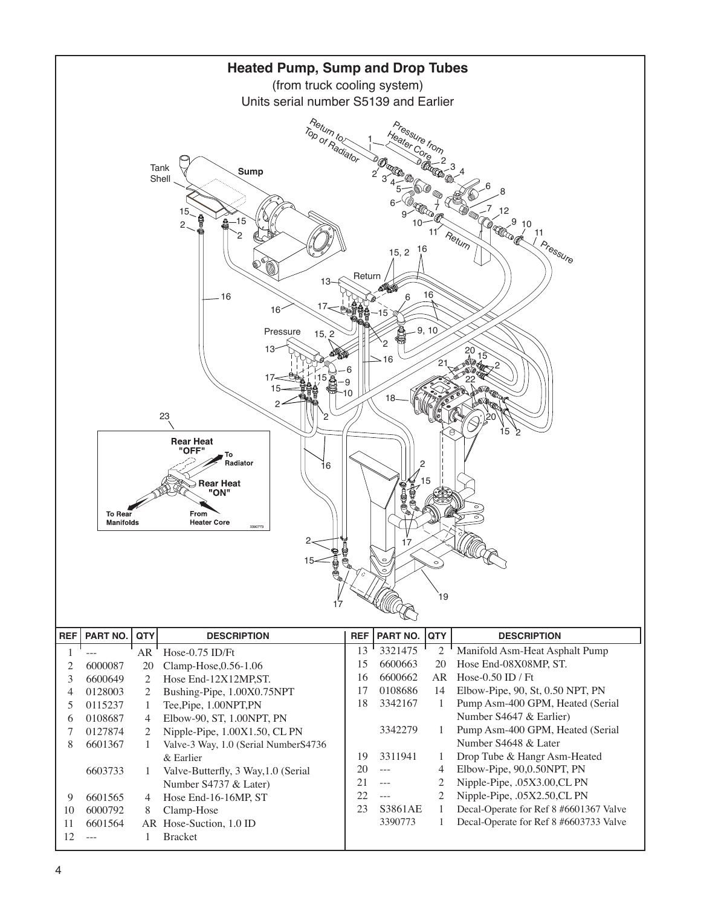## Heated Pump, Sump and Drop Tubes

(from truck cooling system)

Units serial number S5139 and Earlier

| REF | PART NO. | QTY | DESCRIPTION |
|---|---|---|---|
| 1 | --- | AR | Hose-0.75 ID/Ft |
| 2 | 6000087 | 20 | Clamp-Hose,0.56-1.06 |
| 3 | 6600649 | 2 | Hose End-12X12MP,ST. |
| 4 | 0128003 | 2 | Bushing-Pipe, 1.00X0.75NPT |
| 5 | 0115237 | 1 | Tee,Pipe, 1.00NPT,PN |
| 6 | 0108687 | 4 | Elbow-90, ST, 1.00NPT, PN |
| 7 | 0127874 | 2 | Nipple-Pipe, 1.00X1.50, CL PN |
| 8 | 6601367 | 1 | Valve-3 Way, 1.0 (Serial NumberS4736 & Earlier |
| | 6603733 | 1 | Valve-Butterfly, 3 Way,1.0 (Serial Number S4737 & Later) |
| 9 | 6601565 | 4 | Hose End-16-16MP, ST |
| 10 | 6000792 | 8 | Clamp-Hose |
| 11 | 6601564 | AR | Hose-Suction, 1.0 ID |
| 12 | --- | 1 | Bracket |
| 13 | 3321475 | 2 | Manifold Asm-Heat Asphalt Pump |
| 15 | 6600663 | 20 | Hose End-08X08MP, ST. |
| 16 | 6600662 | AR | Hose-0.50 ID / Ft |
| 17 | 0108686 | 14 | Elbow-Pipe, 90, St, 0.50 NPT, PN |
| 18 | 3342167 | 1 | Pump Asm-400 GPM, Heated (Serial Number S4647 & Earlier) |
| | 3342279 | 1 | Pump Asm-400 GPM, Heated (Serial Number S4648 & Later |
| 19 | 3311941 | 1 | Drop Tube & Hangr Asm-Heated |
| 20 | --- | 4 | Elbow-Pipe, 90,0.50NPT, PN |
| 21 | --- | 2 | Nipple-Pipe, .05X3.00,CL PN |
| 22 | --- | 2 | Nipple-Pipe, .05X2.50,CL PN |
| 23 | S3861AE | 1 | Decal-Operate for Ref 8 #6601367 Valve |
| | 3390773 | 1 | Decal-Operate for Ref 8 #6603733 Valve |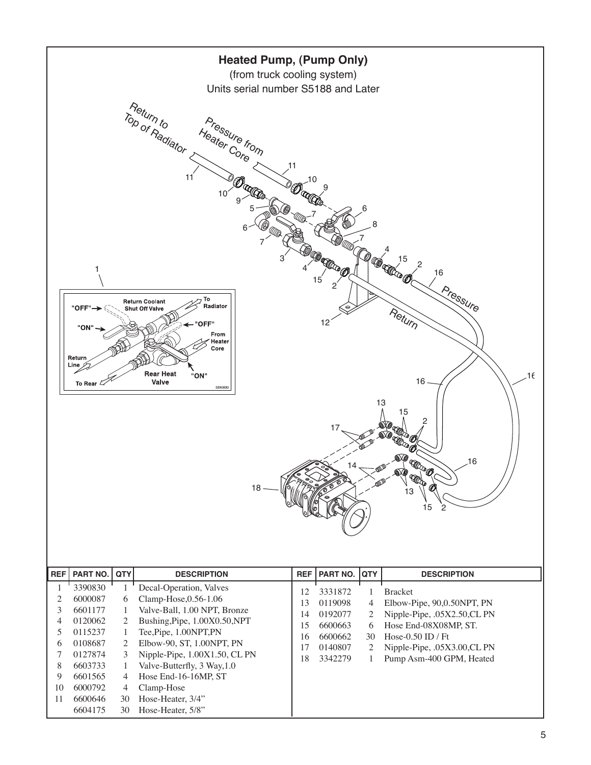## Heated Pump, (Pump Only)

(from truck cooling system)
Units serial number S5188 and Later

| REF | PART NO. | QTY | DESCRIPTION |
|---|---|---|---|
| 1 | 3390830 | 1 | Decal-Operation, Valves |
| 2 | 6000087 | 6 | Clamp-Hose,0.56-1.06 |
| 3 | 6601177 | 1 | Valve-Ball, 1.00 NPT, Bronze |
| 4 | 0120062 | 2 | Bushing,Pipe, 1.00X0.50,NPT |
| 5 | 0115237 | 1 | Tee,Pipe, 1.00NPT,PN |
| 6 | 0108687 | 2 | Elbow-90, ST, 1.00NPT, PN |
| 7 | 0127874 | 3 | Nipple-Pipe, 1.00X1.50, CL PN |
| 8 | 6603733 | 1 | Valve-Butterfly, 3 Way,1.0 |
| 9 | 6601565 | 4 | Hose End-16-16MP, ST |
| 10 | 6000792 | 4 | Clamp-Hose |
| 11 | 6600646 | 30 | Hose-Heater, 3/4" |
| | 6604175 | 30 | Hose-Heater, 5/8" |
| 12 | 3331872 | 1 | Bracket |
| 13 | 0119098 | 4 | Elbow-Pipe, 90,0.50NPT, PN |
| 14 | 0192077 | 2 | Nipple-Pipe, .05X2.50,CL PN |
| 15 | 6600663 | 6 | Hose End-08X08MP, ST. |
| 16 | 6600662 | 30 | Hose-0.50 ID / Ft |
| 17 | 0140807 | 2 | Nipple-Pipe, .05X3.00,CL PN |
| 18 | 3342279 | 1 | Pump Asm-400 GPM, Heated |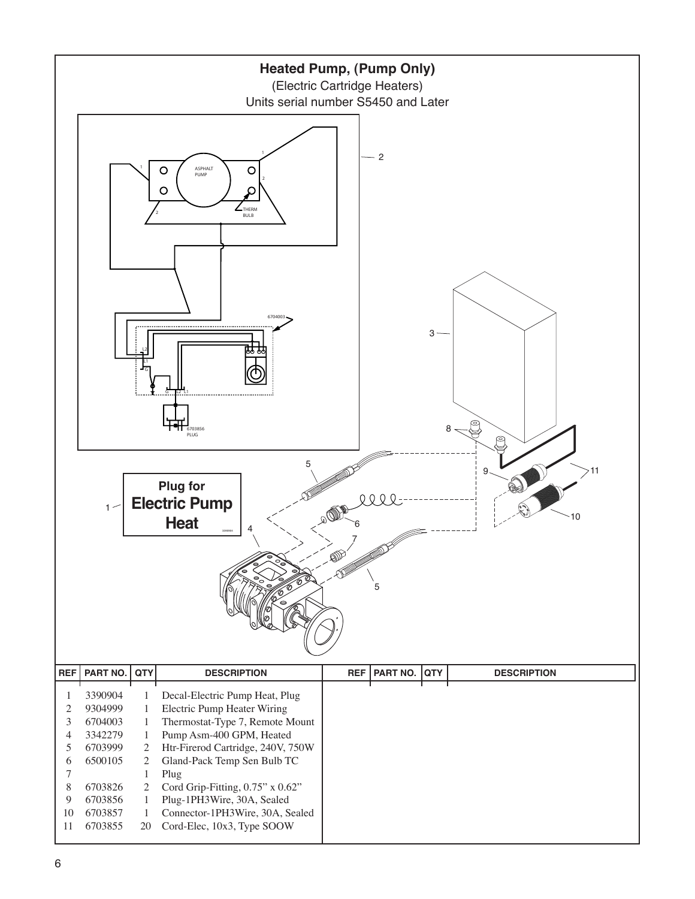# Heated Pump, (Pump Only)

(Electric Cartridge Heaters)

Units serial number S5450 and Later

| REF | PART NO. | QTY | DESCRIPTION | REF | PART NO. | QTY | DESCRIPTION |
|---|---|---|---|---|---|---|---|
| 1 | 3390904 | 1 | Decal-Electric Pump Heat, Plug | | | | |
| 2 | 9304999 | 1 | Electric Pump Heater Wiring | | | | |
| 3 | 6704003 | 1 | Thermostat-Type 7, Remote Mount | | | | |
| 4 | 3342279 | 1 | Pump Asm-400 GPM, Heated | | | | |
| 5 | 6703999 | 2 | Htr-Firerod Cartridge, 240V, 750W | | | | |
| 6 | 6500105 | 2 | Gland-Pack Temp Sen Bulb TC | | | | |
| 7 | | 1 | Plug | | | | |
| 8 | 6703826 | 2 | Cord Grip-Fitting, 0.75" x 0.62" | | | | |
| 9 | 6703856 | 1 | Plug-1PH3Wire, 30A, Sealed | | | | |
| 10 | 6703857 | 1 | Connector-1PH3Wire, 30A, Sealed | | | | |
| 11 | 6703855 | 20 | Cord-Elec, 10x3, Type SOOW | | | | |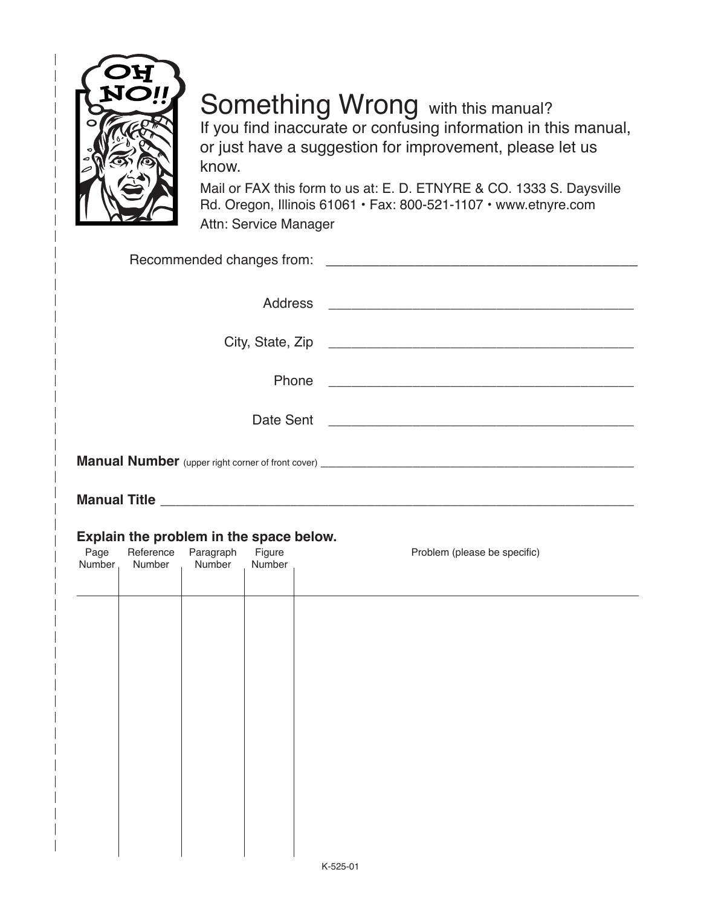# Something Wrong with this manual?

If you find inaccurate or confusing information in this manual, or just have a suggestion for improvement, please let us know.

Mail or FAX this form to us at: E. D. ETNYRE & CO. 1333 S. Daysville Rd. Oregon, Illinois 61061 • Fax: 800-521-1107 • www.etnyre.com

Attn: Service Manager

Recommended changes from: ________________________________________

Address ________________________________________

City, State, Zip ________________________________________

Phone ________________________________________

Date Sent ________________________________________

**Manual Number** (upper right corner of front cover) ________________________________________

**Manual Title** ________________________________________

**Explain the problem in the space below.**

| Page Number | Reference Number | Paragraph Number | Figure Number | Problem (please be specific) |
|---|---|---|---|---|
| | | | | |

K-525-01